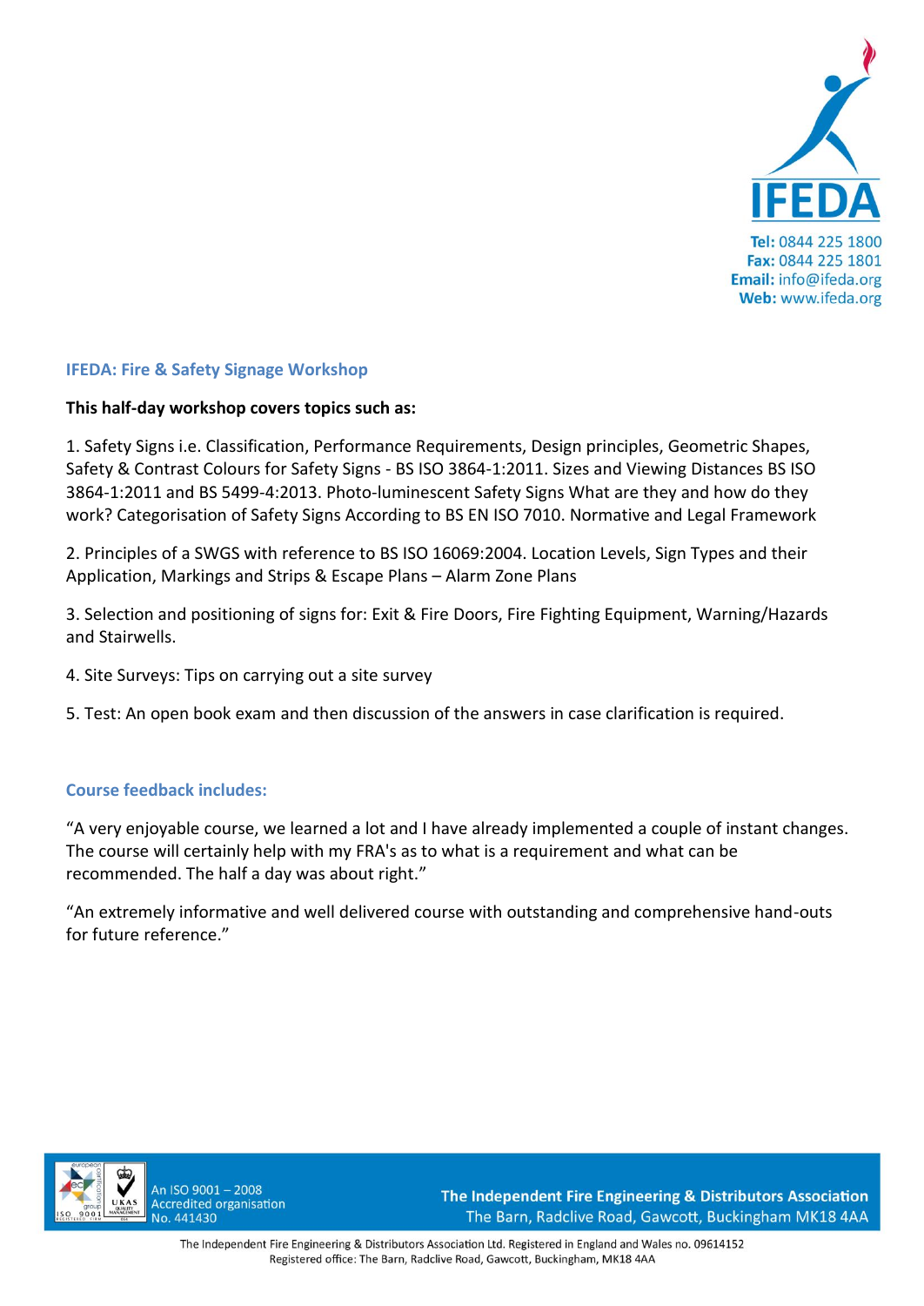IFEDA

**Tel:** 0844 225 1800
**Fax:** 0844 225 1801
**Email:** info@ifeda.org
**Web:** www.ifeda.org

## IFEDA: Fire & Safety Signage Workshop

**This half-day workshop covers topics such as:**

1. Safety Signs i.e. Classification, Performance Requirements, Design principles, Geometric Shapes, Safety & Contrast Colours for Safety Signs - BS ISO 3864-1:2011. Sizes and Viewing Distances BS ISO 3864-1:2011 and BS 5499-4:2013. Photo-luminescent Safety Signs What are they and how do they work? Categorisation of Safety Signs According to BS EN ISO 7010. Normative and Legal Framework

2. Principles of a SWGS with reference to BS ISO 16069:2004. Location Levels, Sign Types and their Application, Markings and Strips & Escape Plans – Alarm Zone Plans

3. Selection and positioning of signs for: Exit & Fire Doors, Fire Fighting Equipment, Warning/Hazards and Stairwells.

4. Site Surveys: Tips on carrying out a site survey

5. Test: An open book exam and then discussion of the answers in case clarification is required.

## Course feedback includes:

"A very enjoyable course, we learned a lot and I have already implemented a couple of instant changes. The course will certainly help with my FRA's as to what is a requirement and what can be recommended. The half a day was about right."

"An extremely informative and well delivered course with outstanding and comprehensive hand-outs for future reference."

An ISO 9001 – 2008 Accredited organisation No. 441430

**The Independent Fire Engineering & Distributors Association**
The Barn, Radclive Road, Gawcott, Buckingham MK18 4AA

The Independent Fire Engineering & Distributors Association Ltd. Registered in England and Wales no. 09614152
Registered office: The Barn, Radclive Road, Gawcott, Buckingham, MK18 4AA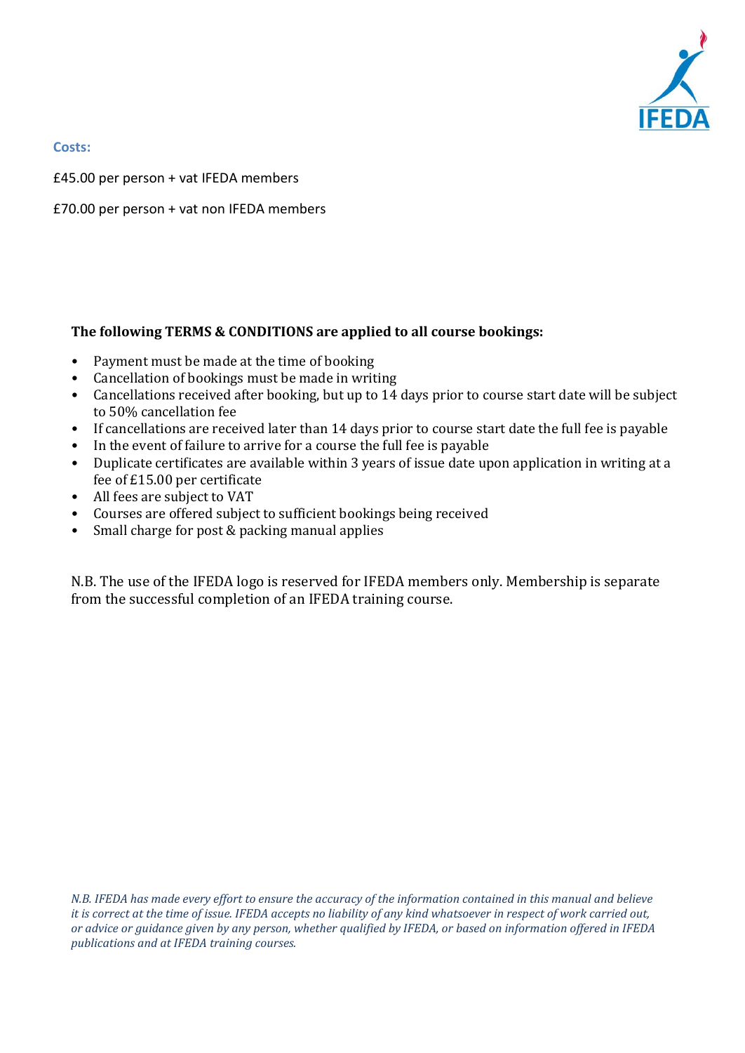**Costs:**

£45.00 per person + vat IFEDA members

£70.00 per person + vat non IFEDA members

**The following TERMS & CONDITIONS are applied to all course bookings:**

- Payment must be made at the time of booking
- Cancellation of bookings must be made in writing
- Cancellations received after booking, but up to 14 days prior to course start date will be subject to 50% cancellation fee
- If cancellations are received later than 14 days prior to course start date the full fee is payable
- In the event of failure to arrive for a course the full fee is payable
- Duplicate certificates are available within 3 years of issue date upon application in writing at a fee of £15.00 per certificate
- All fees are subject to VAT
- Courses are offered subject to sufficient bookings being received
- Small charge for post & packing manual applies

N.B. The use of the IFEDA logo is reserved for IFEDA members only. Membership is separate from the successful completion of an IFEDA training course.

*N.B. IFEDA has made every effort to ensure the accuracy of the information contained in this manual and believe it is correct at the time of issue. IFEDA accepts no liability of any kind whatsoever in respect of work carried out, or advice or guidance given by any person, whether qualified by IFEDA, or based on information offered in IFEDA publications and at IFEDA training courses.*